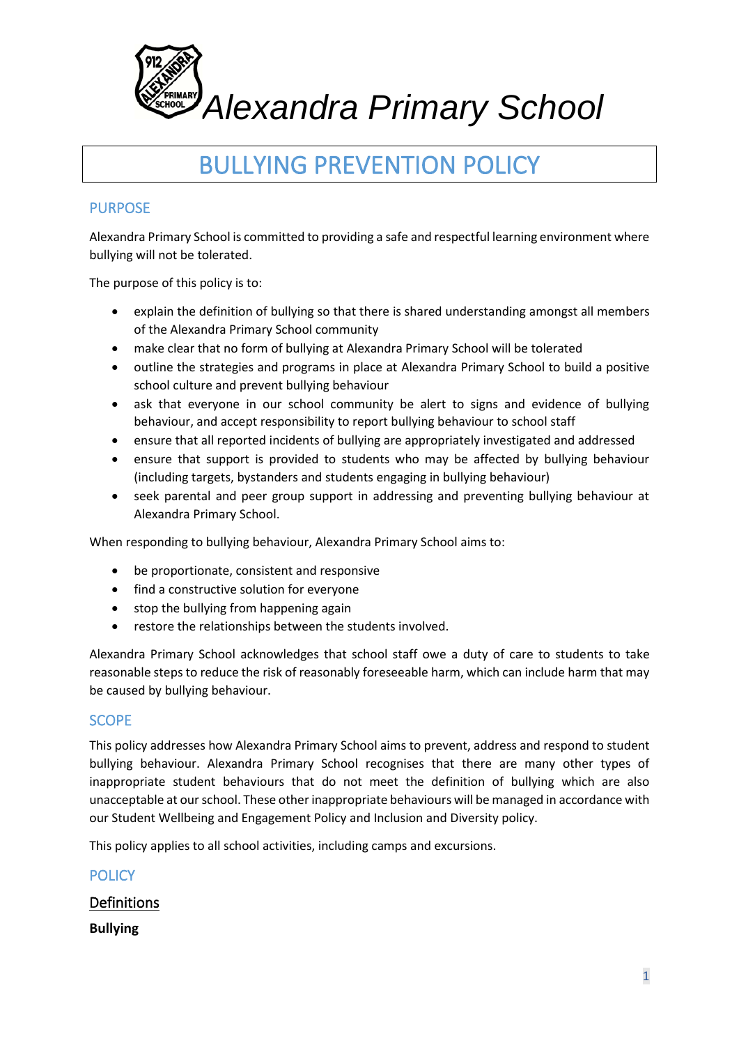# Alexandra Primary School

# BULLYING PREVENTION POLICY

## PURPOSE

Alexandra Primary School is committed to providing a safe and respectful learning environment where bullying will not be tolerated.

The purpose of this policy is to:

- explain the definition of bullying so that there is shared understanding amongst all members of the Alexandra Primary School community
- make clear that no form of bullying at Alexandra Primary School will be tolerated
- outline the strategies and programs in place at Alexandra Primary School to build a positive school culture and prevent bullying behaviour
- ask that everyone in our school community be alert to signs and evidence of bullying behaviour, and accept responsibility to report bullying behaviour to school staff
- ensure that all reported incidents of bullying are appropriately investigated and addressed
- ensure that support is provided to students who may be affected by bullying behaviour (including targets, bystanders and students engaging in bullying behaviour)
- seek parental and peer group support in addressing and preventing bullying behaviour at Alexandra Primary School.

When responding to bullying behaviour, Alexandra Primary School aims to:

- be proportionate, consistent and responsive
- find a constructive solution for everyone
- stop the bullying from happening again
- restore the relationships between the students involved.

Alexandra Primary School acknowledges that school staff owe a duty of care to students to take reasonable steps to reduce the risk of reasonably foreseeable harm, which can include harm that may be caused by bullying behaviour.

## SCOPE

This policy addresses how Alexandra Primary School aims to prevent, address and respond to student bullying behaviour. Alexandra Primary School recognises that there are many other types of inappropriate student behaviours that do not meet the definition of bullying which are also unacceptable at our school. These other inappropriate behaviours will be managed in accordance with our Student Wellbeing and Engagement Policy and Inclusion and Diversity policy.

This policy applies to all school activities, including camps and excursions.

## POLICY

### Definitions

**Bullying**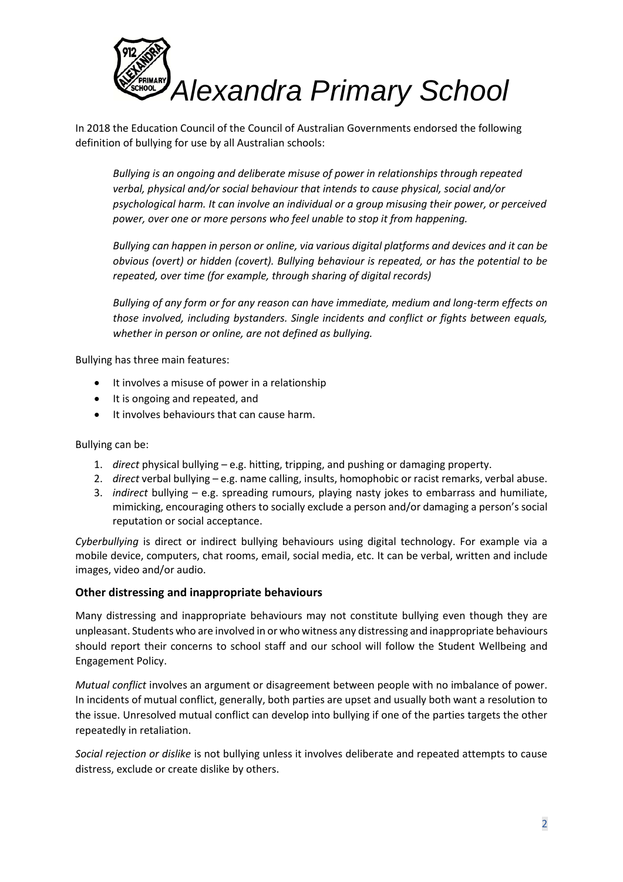# Alexandra Primary School

In 2018 the Education Council of the Council of Australian Governments endorsed the following definition of bullying for use by all Australian schools:

> *Bullying is an ongoing and deliberate misuse of power in relationships through repeated verbal, physical and/or social behaviour that intends to cause physical, social and/or psychological harm. It can involve an individual or a group misusing their power, or perceived power, over one or more persons who feel unable to stop it from happening.*
>
> *Bullying can happen in person or online, via various digital platforms and devices and it can be obvious (overt) or hidden (covert). Bullying behaviour is repeated, or has the potential to be repeated, over time (for example, through sharing of digital records)*
>
> *Bullying of any form or for any reason can have immediate, medium and long-term effects on those involved, including bystanders. Single incidents and conflict or fights between equals, whether in person or online, are not defined as bullying.*

Bullying has three main features:

- It involves a misuse of power in a relationship
- It is ongoing and repeated, and
- It involves behaviours that can cause harm.

Bullying can be:

1. *direct* physical bullying – e.g. hitting, tripping, and pushing or damaging property.
2. *direct* verbal bullying – e.g. name calling, insults, homophobic or racist remarks, verbal abuse.
3. *indirect* bullying – e.g. spreading rumours, playing nasty jokes to embarrass and humiliate, mimicking, encouraging others to socially exclude a person and/or damaging a person's social reputation or social acceptance.

*Cyberbullying* is direct or indirect bullying behaviours using digital technology. For example via a mobile device, computers, chat rooms, email, social media, etc. It can be verbal, written and include images, video and/or audio.

### Other distressing and inappropriate behaviours

Many distressing and inappropriate behaviours may not constitute bullying even though they are unpleasant. Students who are involved in or who witness any distressing and inappropriate behaviours should report their concerns to school staff and our school will follow the Student Wellbeing and Engagement Policy.

*Mutual conflict* involves an argument or disagreement between people with no imbalance of power. In incidents of mutual conflict, generally, both parties are upset and usually both want a resolution to the issue. Unresolved mutual conflict can develop into bullying if one of the parties targets the other repeatedly in retaliation.

*Social rejection or dislike* is not bullying unless it involves deliberate and repeated attempts to cause distress, exclude or create dislike by others.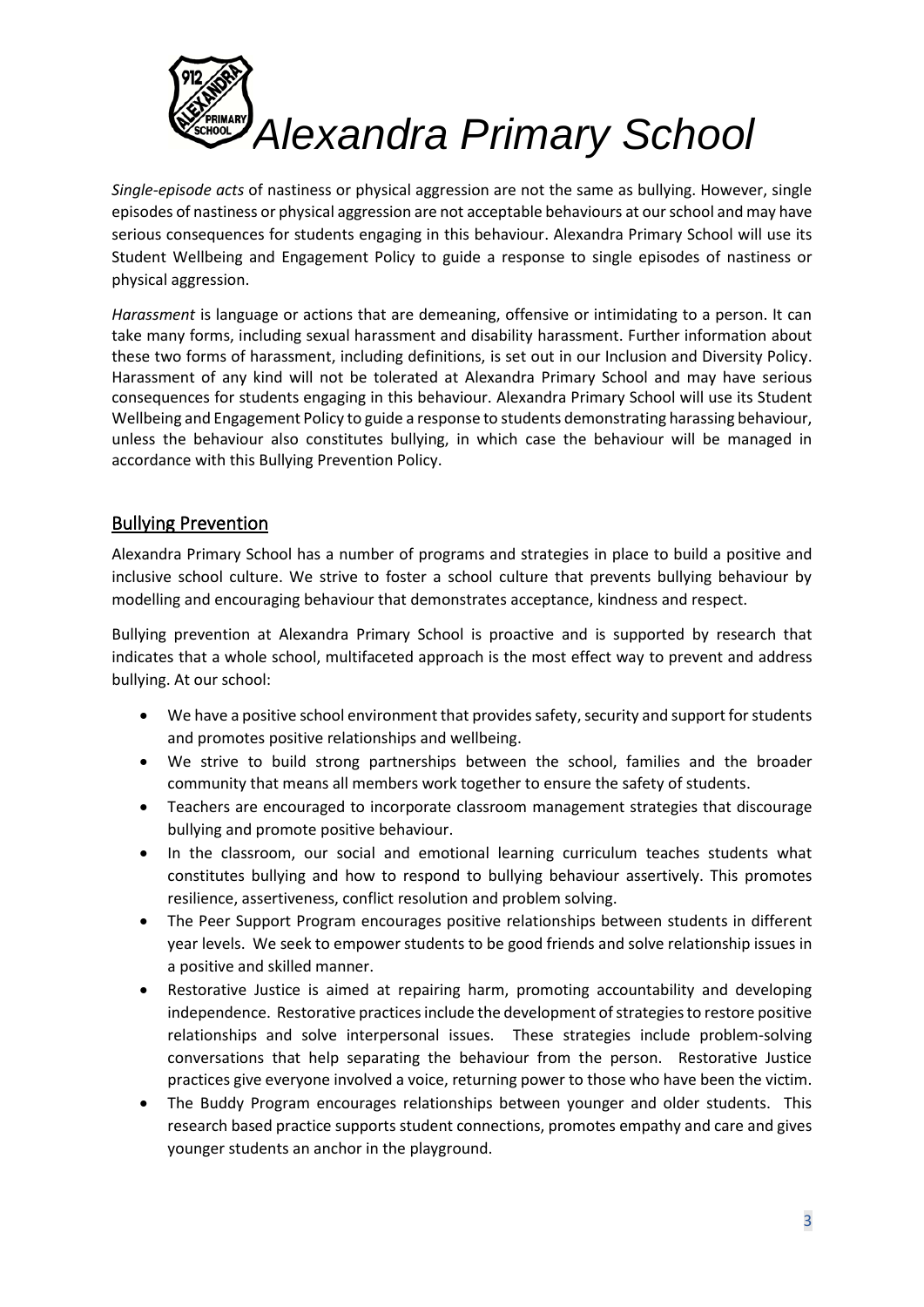*Single-episode acts* of nastiness or physical aggression are not the same as bullying. However, single episodes of nastiness or physical aggression are not acceptable behaviours at our school and may have serious consequences for students engaging in this behaviour. Alexandra Primary School will use its Student Wellbeing and Engagement Policy to guide a response to single episodes of nastiness or physical aggression.

*Harassment* is language or actions that are demeaning, offensive or intimidating to a person. It can take many forms, including sexual harassment and disability harassment. Further information about these two forms of harassment, including definitions, is set out in our Inclusion and Diversity Policy. Harassment of any kind will not be tolerated at Alexandra Primary School and may have serious consequences for students engaging in this behaviour. Alexandra Primary School will use its Student Wellbeing and Engagement Policy to guide a response to students demonstrating harassing behaviour, unless the behaviour also constitutes bullying, in which case the behaviour will be managed in accordance with this Bullying Prevention Policy.

## Bullying Prevention

Alexandra Primary School has a number of programs and strategies in place to build a positive and inclusive school culture. We strive to foster a school culture that prevents bullying behaviour by modelling and encouraging behaviour that demonstrates acceptance, kindness and respect.

Bullying prevention at Alexandra Primary School is proactive and is supported by research that indicates that a whole school, multifaceted approach is the most effect way to prevent and address bullying. At our school:

- We have a positive school environment that provides safety, security and support for students and promotes positive relationships and wellbeing.
- We strive to build strong partnerships between the school, families and the broader community that means all members work together to ensure the safety of students.
- Teachers are encouraged to incorporate classroom management strategies that discourage bullying and promote positive behaviour.
- In the classroom, our social and emotional learning curriculum teaches students what constitutes bullying and how to respond to bullying behaviour assertively. This promotes resilience, assertiveness, conflict resolution and problem solving.
- The Peer Support Program encourages positive relationships between students in different year levels. We seek to empower students to be good friends and solve relationship issues in a positive and skilled manner.
- Restorative Justice is aimed at repairing harm, promoting accountability and developing independence. Restorative practices include the development of strategies to restore positive relationships and solve interpersonal issues. These strategies include problem-solving conversations that help separating the behaviour from the person. Restorative Justice practices give everyone involved a voice, returning power to those who have been the victim.
- The Buddy Program encourages relationships between younger and older students. This research based practice supports student connections, promotes empathy and care and gives younger students an anchor in the playground.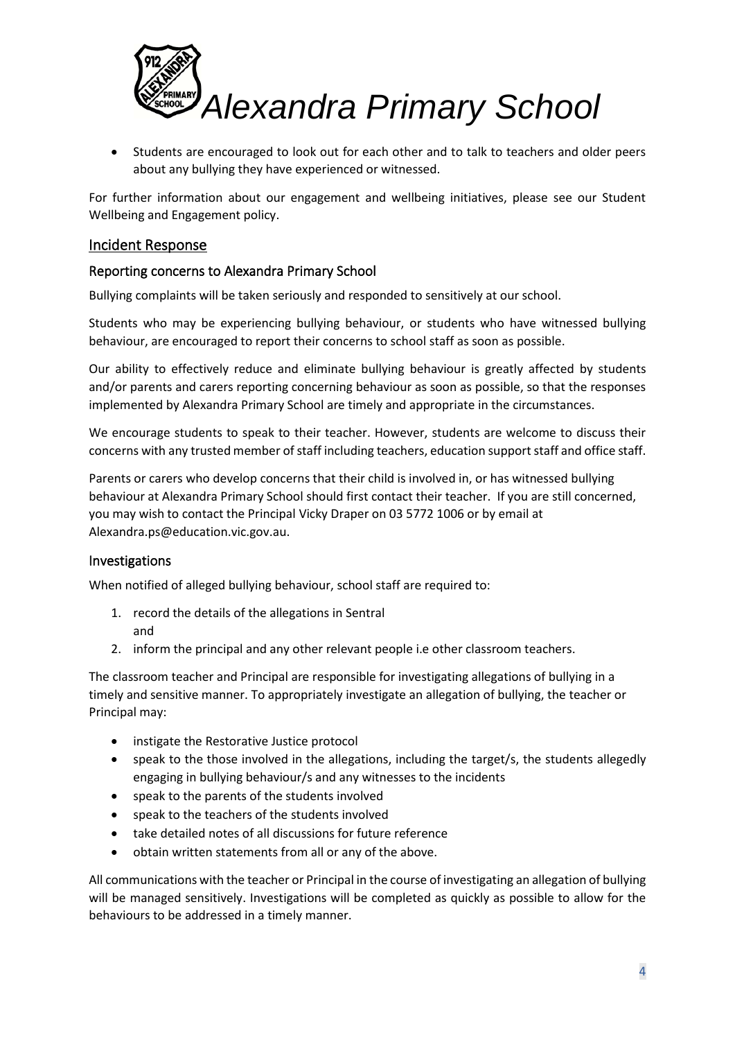- Students are encouraged to look out for each other and to talk to teachers and older peers about any bullying they have experienced or witnessed.

For further information about our engagement and wellbeing initiatives, please see our Student Wellbeing and Engagement policy.

## Incident Response

### Reporting concerns to Alexandra Primary School

Bullying complaints will be taken seriously and responded to sensitively at our school.

Students who may be experiencing bullying behaviour, or students who have witnessed bullying behaviour, are encouraged to report their concerns to school staff as soon as possible.

Our ability to effectively reduce and eliminate bullying behaviour is greatly affected by students and/or parents and carers reporting concerning behaviour as soon as possible, so that the responses implemented by Alexandra Primary School are timely and appropriate in the circumstances.

We encourage students to speak to their teacher. However, students are welcome to discuss their concerns with any trusted member of staff including teachers, education support staff and office staff.

Parents or carers who develop concerns that their child is involved in, or has witnessed bullying behaviour at Alexandra Primary School should first contact their teacher. If you are still concerned, you may wish to contact the Principal Vicky Draper on 03 5772 1006 or by email at Alexandra.ps@education.vic.gov.au.

### Investigations

When notified of alleged bullying behaviour, school staff are required to:

1. record the details of the allegations in Sentral
   and
2. inform the principal and any other relevant people i.e other classroom teachers.

The classroom teacher and Principal are responsible for investigating allegations of bullying in a timely and sensitive manner. To appropriately investigate an allegation of bullying, the teacher or Principal may:

- instigate the Restorative Justice protocol
- speak to the those involved in the allegations, including the target/s, the students allegedly engaging in bullying behaviour/s and any witnesses to the incidents
- speak to the parents of the students involved
- speak to the teachers of the students involved
- take detailed notes of all discussions for future reference
- obtain written statements from all or any of the above.

All communications with the teacher or Principal in the course of investigating an allegation of bullying will be managed sensitively. Investigations will be completed as quickly as possible to allow for the behaviours to be addressed in a timely manner.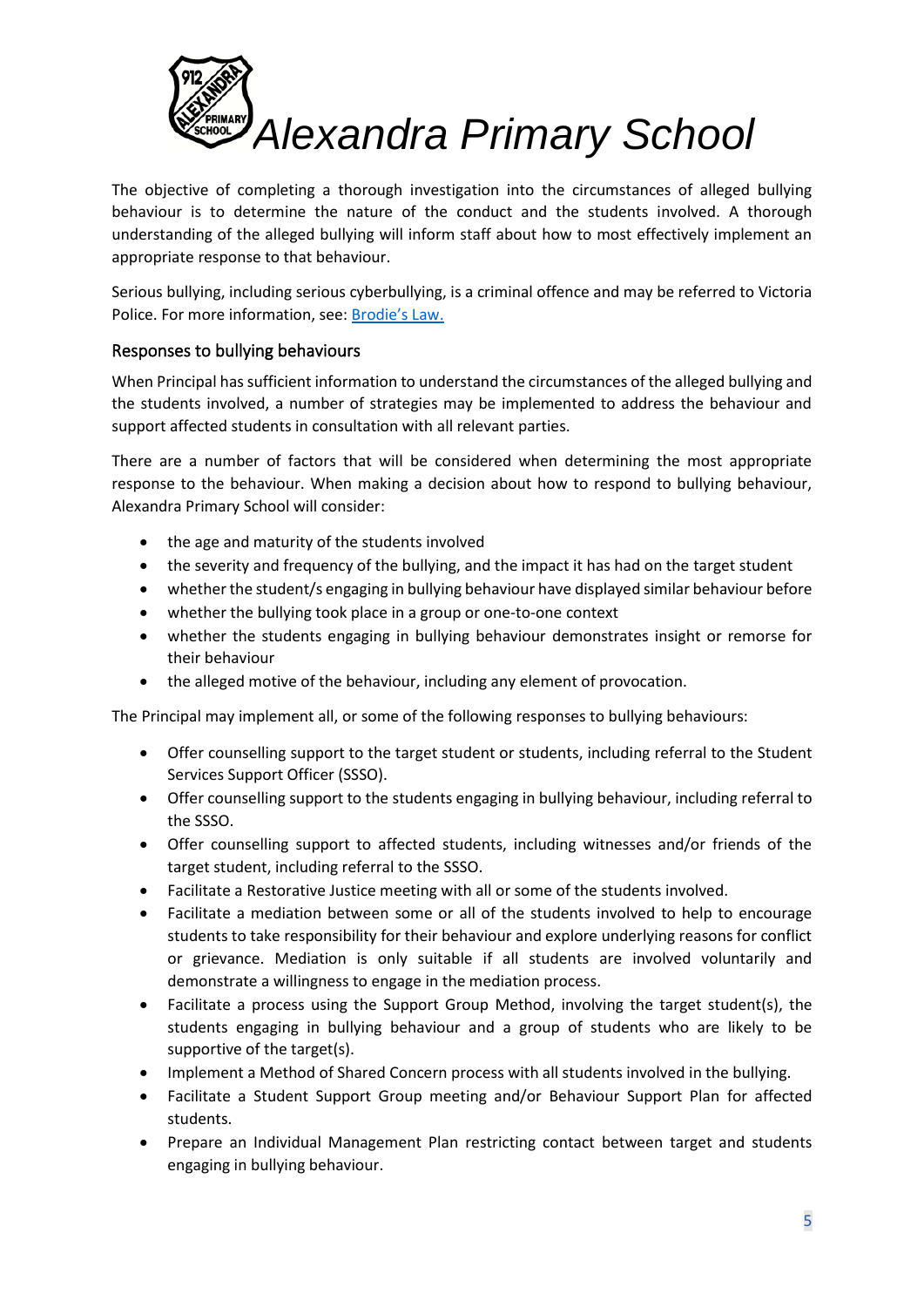The objective of completing a thorough investigation into the circumstances of alleged bullying behaviour is to determine the nature of the conduct and the students involved. A thorough understanding of the alleged bullying will inform staff about how to most effectively implement an appropriate response to that behaviour.

Serious bullying, including serious cyberbullying, is a criminal offence and may be referred to Victoria Police. For more information, see: [Brodie's Law.](#)

## Responses to bullying behaviours

When Principal has sufficient information to understand the circumstances of the alleged bullying and the students involved, a number of strategies may be implemented to address the behaviour and support affected students in consultation with all relevant parties.

There are a number of factors that will be considered when determining the most appropriate response to the behaviour. When making a decision about how to respond to bullying behaviour, Alexandra Primary School will consider:

- the age and maturity of the students involved
- the severity and frequency of the bullying, and the impact it has had on the target student
- whether the student/s engaging in bullying behaviour have displayed similar behaviour before
- whether the bullying took place in a group or one-to-one context
- whether the students engaging in bullying behaviour demonstrates insight or remorse for their behaviour
- the alleged motive of the behaviour, including any element of provocation.

The Principal may implement all, or some of the following responses to bullying behaviours:

- Offer counselling support to the target student or students, including referral to the Student Services Support Officer (SSSO).
- Offer counselling support to the students engaging in bullying behaviour, including referral to the SSSO.
- Offer counselling support to affected students, including witnesses and/or friends of the target student, including referral to the SSSO.
- Facilitate a Restorative Justice meeting with all or some of the students involved.
- Facilitate a mediation between some or all of the students involved to help to encourage students to take responsibility for their behaviour and explore underlying reasons for conflict or grievance. Mediation is only suitable if all students are involved voluntarily and demonstrate a willingness to engage in the mediation process.
- Facilitate a process using the Support Group Method, involving the target student(s), the students engaging in bullying behaviour and a group of students who are likely to be supportive of the target(s).
- Implement a Method of Shared Concern process with all students involved in the bullying.
- Facilitate a Student Support Group meeting and/or Behaviour Support Plan for affected students.
- Prepare an Individual Management Plan restricting contact between target and students engaging in bullying behaviour.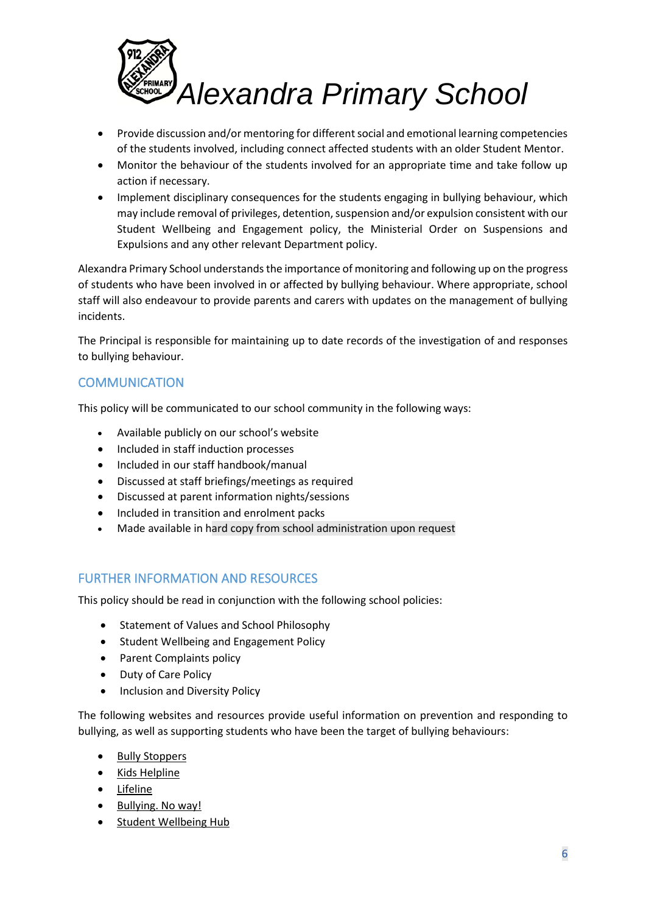- Provide discussion and/or mentoring for different social and emotional learning competencies of the students involved, including connect affected students with an older Student Mentor.
- Monitor the behaviour of the students involved for an appropriate time and take follow up action if necessary.
- Implement disciplinary consequences for the students engaging in bullying behaviour, which may include removal of privileges, detention, suspension and/or expulsion consistent with our Student Wellbeing and Engagement policy, the Ministerial Order on Suspensions and Expulsions and any other relevant Department policy.

Alexandra Primary School understands the importance of monitoring and following up on the progress of students who have been involved in or affected by bullying behaviour. Where appropriate, school staff will also endeavour to provide parents and carers with updates on the management of bullying incidents.

The Principal is responsible for maintaining up to date records of the investigation of and responses to bullying behaviour.

## COMMUNICATION

This policy will be communicated to our school community in the following ways:

- Available publicly on our school's website
- Included in staff induction processes
- Included in our staff handbook/manual
- Discussed at staff briefings/meetings as required
- Discussed at parent information nights/sessions
- Included in transition and enrolment packs
- Made available in hard copy from school administration upon request

## FURTHER INFORMATION AND RESOURCES

This policy should be read in conjunction with the following school policies:

- Statement of Values and School Philosophy
- Student Wellbeing and Engagement Policy
- Parent Complaints policy
- Duty of Care Policy
- Inclusion and Diversity Policy

The following websites and resources provide useful information on prevention and responding to bullying, as well as supporting students who have been the target of bullying behaviours:

- Bully Stoppers
- Kids Helpline
- Lifeline
- Bullying. No way!
- Student Wellbeing Hub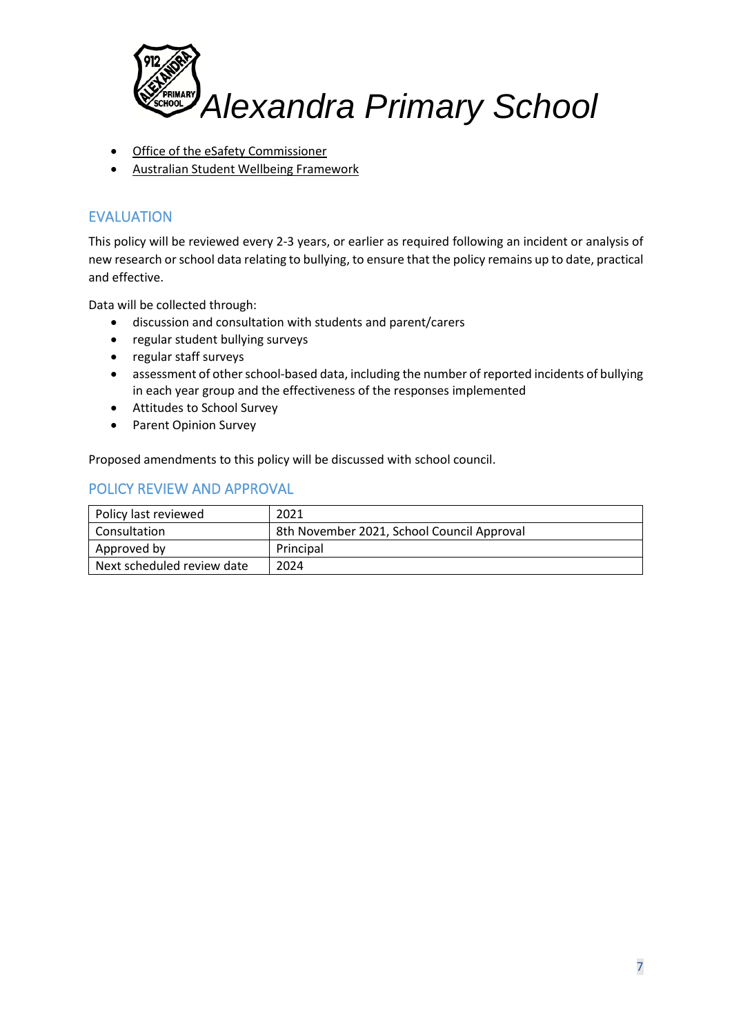- Office of the eSafety Commissioner
- Australian Student Wellbeing Framework

## EVALUATION

This policy will be reviewed every 2-3 years, or earlier as required following an incident or analysis of new research or school data relating to bullying, to ensure that the policy remains up to date, practical and effective.

Data will be collected through:

- discussion and consultation with students and parent/carers
- regular student bullying surveys
- regular staff surveys
- assessment of other school-based data, including the number of reported incidents of bullying in each year group and the effectiveness of the responses implemented
- Attitudes to School Survey
- Parent Opinion Survey

Proposed amendments to this policy will be discussed with school council.

## POLICY REVIEW AND APPROVAL

| | |
|---|---|
| Policy last reviewed | 2021 |
| Consultation | 8th November 2021, School Council Approval |
| Approved by | Principal |
| Next scheduled review date | 2024 |